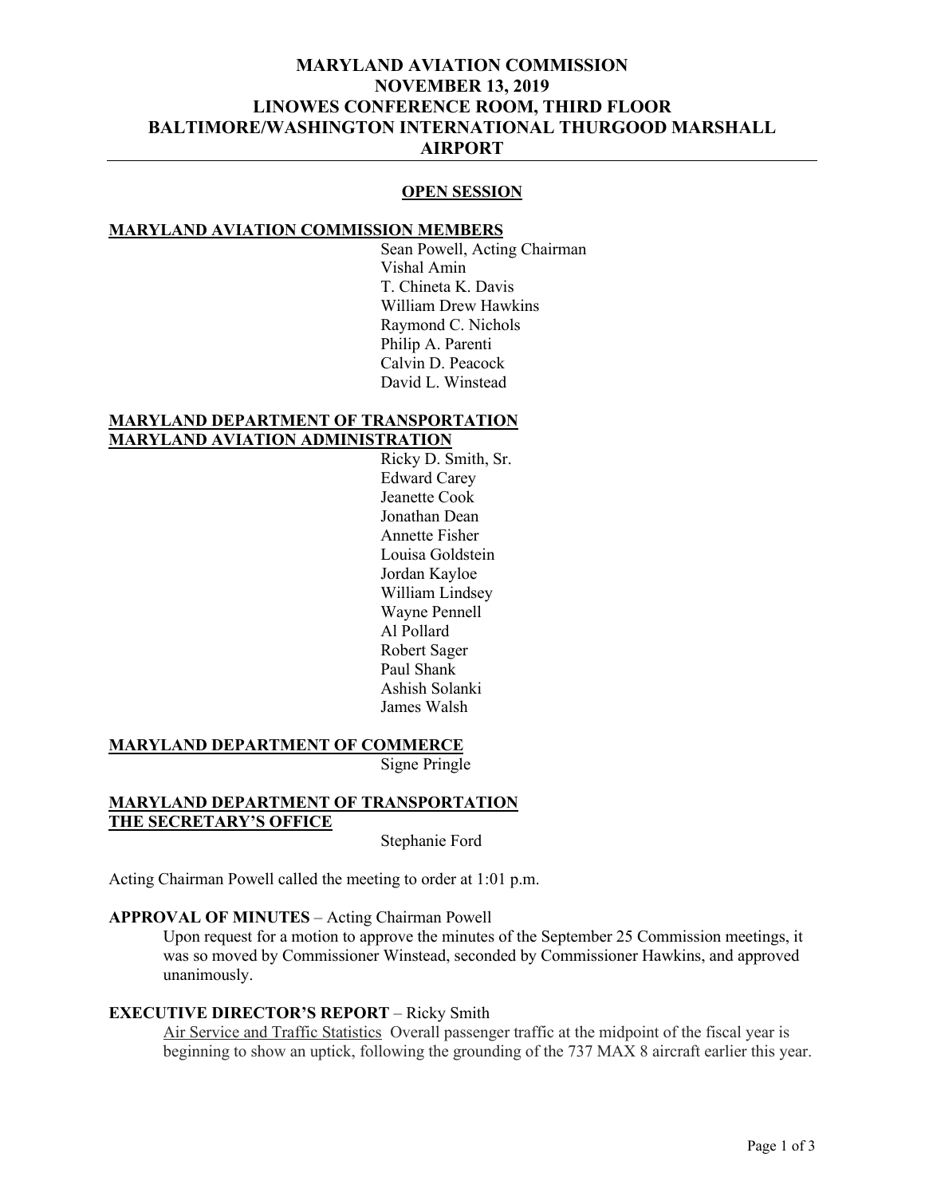# MARYLAND AVIATION COMMISSION
# NOVEMBER 13, 2019
# LINOWES CONFERENCE ROOM, THIRD FLOOR
# BALTIMORE/WASHINGTON INTERNATIONAL THURGOOD MARSHALL AIRPORT

## OPEN SESSION

**MARYLAND AVIATION COMMISSION MEMBERS**

Sean Powell, Acting Chairman
Vishal Amin
T. Chineta K. Davis
William Drew Hawkins
Raymond C. Nichols
Philip A. Parenti
Calvin D. Peacock
David L. Winstead

**MARYLAND DEPARTMENT OF TRANSPORTATION**
**MARYLAND AVIATION ADMINISTRATION**

Ricky D. Smith, Sr.
Edward Carey
Jeanette Cook
Jonathan Dean
Annette Fisher
Louisa Goldstein
Jordan Kayloe
William Lindsey
Wayne Pennell
Al Pollard
Robert Sager
Paul Shank
Ashish Solanki
James Walsh

**MARYLAND DEPARTMENT OF COMMERCE**

Signe Pringle

**MARYLAND DEPARTMENT OF TRANSPORTATION**
**THE SECRETARY'S OFFICE**

Stephanie Ford

Acting Chairman Powell called the meeting to order at 1:01 p.m.

**APPROVAL OF MINUTES** – Acting Chairman Powell

Upon request for a motion to approve the minutes of the September 25 Commission meetings, it was so moved by Commissioner Winstead, seconded by Commissioner Hawkins, and approved unanimously.

**EXECUTIVE DIRECTOR'S REPORT** – Ricky Smith

Air Service and Traffic Statistics Overall passenger traffic at the midpoint of the fiscal year is beginning to show an uptick, following the grounding of the 737 MAX 8 aircraft earlier this year.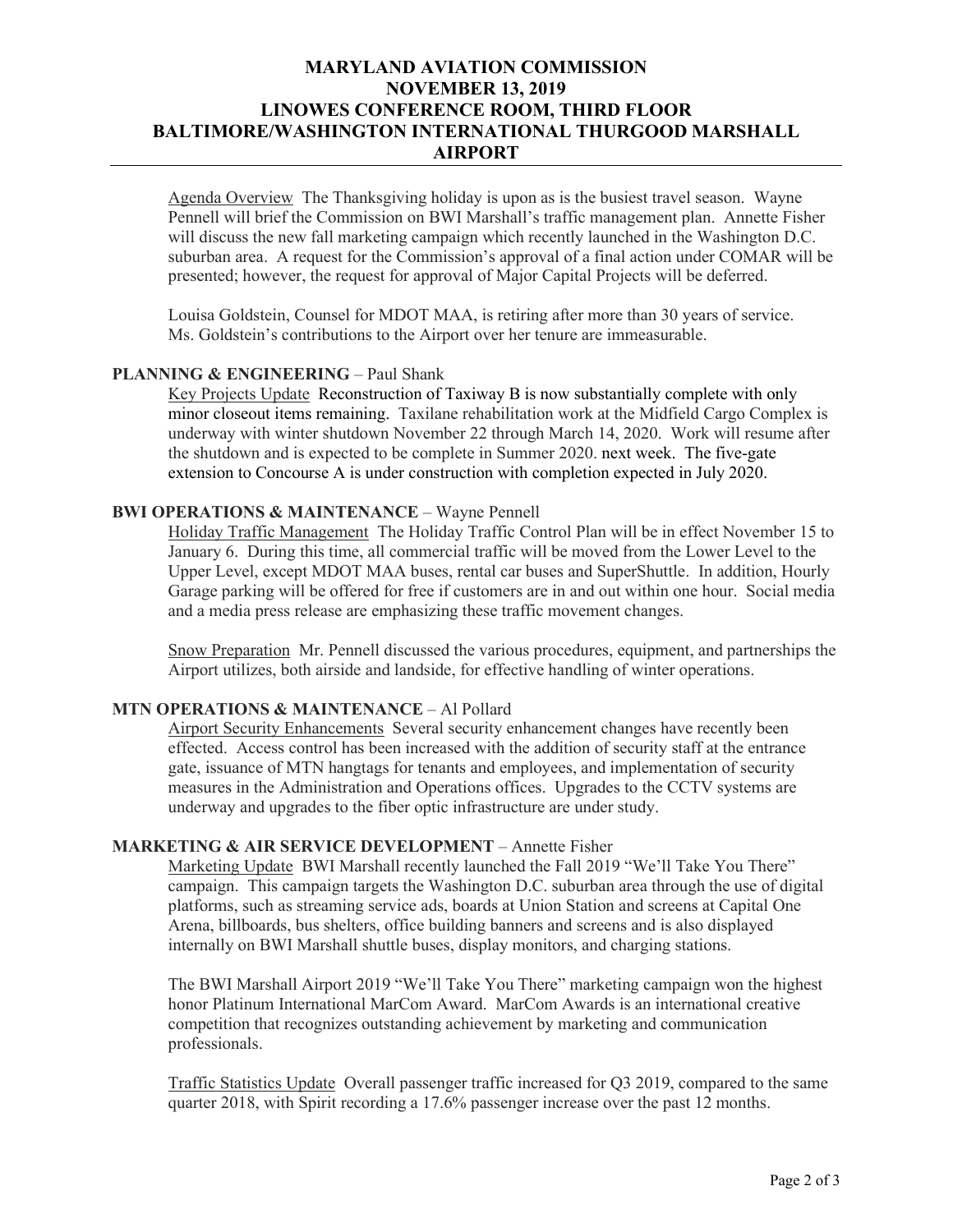# MARYLAND AVIATION COMMISSION
# NOVEMBER 13, 2019
# LINOWES CONFERENCE ROOM, THIRD FLOOR
# BALTIMORE/WASHINGTON INTERNATIONAL THURGOOD MARSHALL AIRPORT

Agenda Overview The Thanksgiving holiday is upon as is the busiest travel season. Wayne Pennell will brief the Commission on BWI Marshall's traffic management plan. Annette Fisher will discuss the new fall marketing campaign which recently launched in the Washington D.C. suburban area. A request for the Commission's approval of a final action under COMAR will be presented; however, the request for approval of Major Capital Projects will be deferred.

Louisa Goldstein, Counsel for MDOT MAA, is retiring after more than 30 years of service. Ms. Goldstein's contributions to the Airport over her tenure are immeasurable.

**PLANNING & ENGINEERING** – Paul Shank

Key Projects Update Reconstruction of Taxiway B is now substantially complete with only minor closeout items remaining. Taxilane rehabilitation work at the Midfield Cargo Complex is underway with winter shutdown November 22 through March 14, 2020. Work will resume after the shutdown and is expected to be complete in Summer 2020. next week. The five-gate extension to Concourse A is under construction with completion expected in July 2020.

**BWI OPERATIONS & MAINTENANCE** – Wayne Pennell

Holiday Traffic Management The Holiday Traffic Control Plan will be in effect November 15 to January 6. During this time, all commercial traffic will be moved from the Lower Level to the Upper Level, except MDOT MAA buses, rental car buses and SuperShuttle. In addition, Hourly Garage parking will be offered for free if customers are in and out within one hour. Social media and a media press release are emphasizing these traffic movement changes.

Snow Preparation Mr. Pennell discussed the various procedures, equipment, and partnerships the Airport utilizes, both airside and landside, for effective handling of winter operations.

**MTN OPERATIONS & MAINTENANCE** – Al Pollard

Airport Security Enhancements Several security enhancement changes have recently been effected. Access control has been increased with the addition of security staff at the entrance gate, issuance of MTN hangtags for tenants and employees, and implementation of security measures in the Administration and Operations offices. Upgrades to the CCTV systems are underway and upgrades to the fiber optic infrastructure are under study.

**MARKETING & AIR SERVICE DEVELOPMENT** – Annette Fisher

Marketing Update BWI Marshall recently launched the Fall 2019 "We'll Take You There" campaign. This campaign targets the Washington D.C. suburban area through the use of digital platforms, such as streaming service ads, boards at Union Station and screens at Capital One Arena, billboards, bus shelters, office building banners and screens and is also displayed internally on BWI Marshall shuttle buses, display monitors, and charging stations.

The BWI Marshall Airport 2019 "We'll Take You There" marketing campaign won the highest honor Platinum International MarCom Award. MarCom Awards is an international creative competition that recognizes outstanding achievement by marketing and communication professionals.

Traffic Statistics Update Overall passenger traffic increased for Q3 2019, compared to the same quarter 2018, with Spirit recording a 17.6% passenger increase over the past 12 months.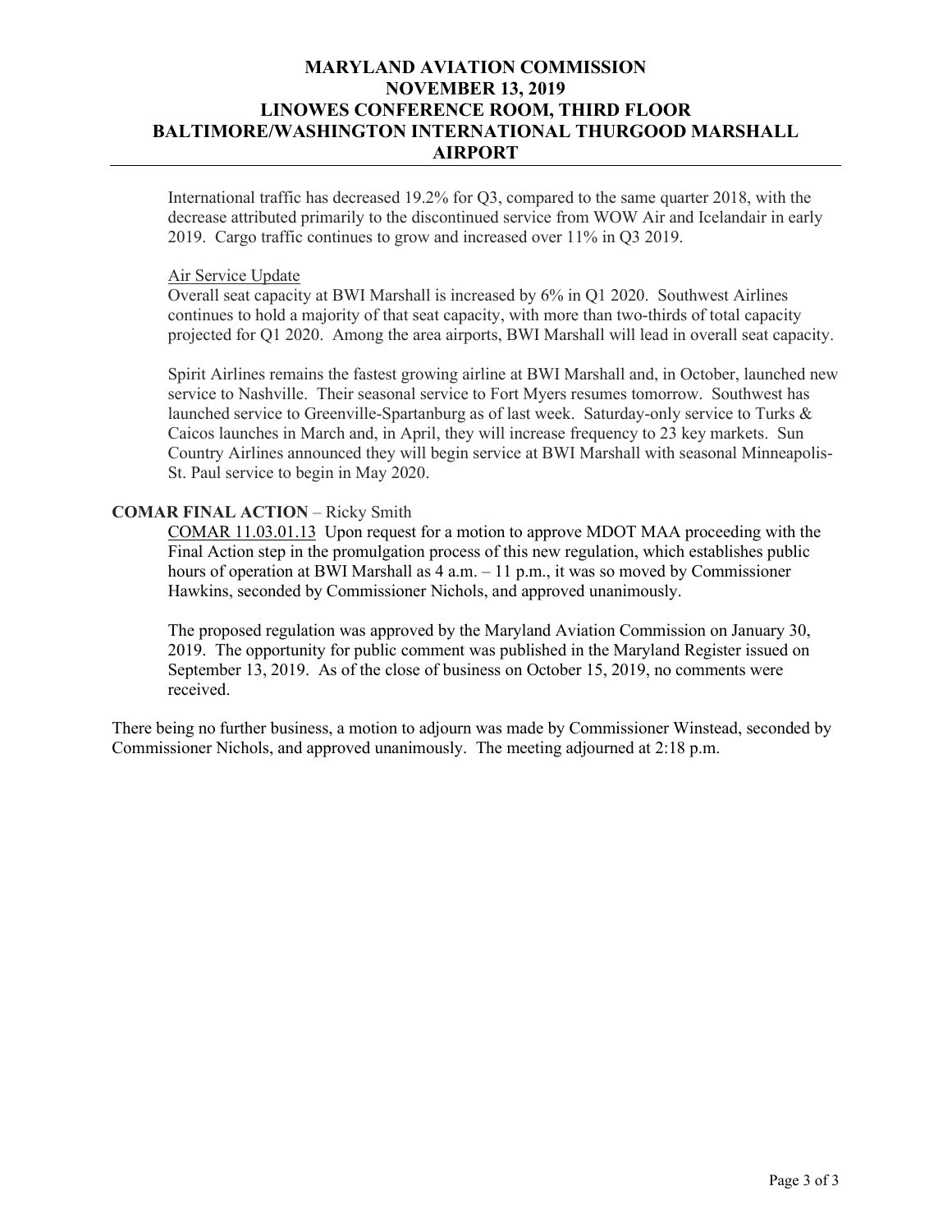International traffic has decreased 19.2% for Q3, compared to the same quarter 2018, with the decrease attributed primarily to the discontinued service from WOW Air and Icelandair in early 2019. Cargo traffic continues to grow and increased over 11% in Q3 2019.

Air Service Update

Overall seat capacity at BWI Marshall is increased by 6% in Q1 2020. Southwest Airlines continues to hold a majority of that seat capacity, with more than two-thirds of total capacity projected for Q1 2020. Among the area airports, BWI Marshall will lead in overall seat capacity.

Spirit Airlines remains the fastest growing airline at BWI Marshall and, in October, launched new service to Nashville. Their seasonal service to Fort Myers resumes tomorrow. Southwest has launched service to Greenville-Spartanburg as of last week. Saturday-only service to Turks & Caicos launches in March and, in April, they will increase frequency to 23 key markets. Sun Country Airlines announced they will begin service at BWI Marshall with seasonal Minneapolis-St. Paul service to begin in May 2020.

**COMAR FINAL ACTION** – Ricky Smith

COMAR 11.03.01.13 Upon request for a motion to approve MDOT MAA proceeding with the Final Action step in the promulgation process of this new regulation, which establishes public hours of operation at BWI Marshall as 4 a.m. – 11 p.m., it was so moved by Commissioner Hawkins, seconded by Commissioner Nichols, and approved unanimously.

The proposed regulation was approved by the Maryland Aviation Commission on January 30, 2019. The opportunity for public comment was published in the Maryland Register issued on September 13, 2019. As of the close of business on October 15, 2019, no comments were received.

There being no further business, a motion to adjourn was made by Commissioner Winstead, seconded by Commissioner Nichols, and approved unanimously. The meeting adjourned at 2:18 p.m.